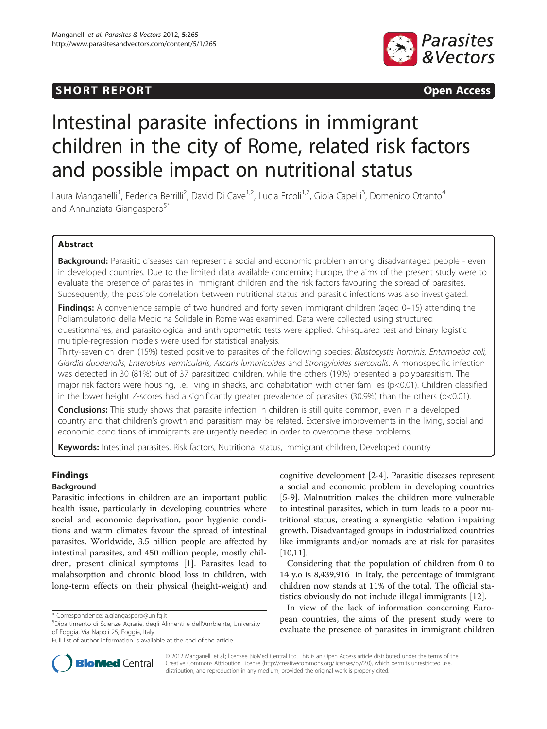**SHORT REPORT** **Open Access**

# Intestinal parasite infections in immigrant children in the city of Rome, related risk factors and possible impact on nutritional status

Laura Manganelli[1], Federica Berrilli[2], David Di Cave[1,2], Lucia Ercoli[1,2], Gioia Capelli[3], Domenico Otranto[4] and Annunziata Giangaspero[5*]

## Abstract

**Background:** Parasitic diseases can represent a social and economic problem among disadvantaged people - even in developed countries. Due to the limited data available concerning Europe, the aims of the present study were to evaluate the presence of parasites in immigrant children and the risk factors favouring the spread of parasites. Subsequently, the possible correlation between nutritional status and parasitic infections was also investigated.

**Findings:** A convenience sample of two hundred and forty seven immigrant children (aged 0–15) attending the Poliambulatorio della Medicina Solidale in Rome was examined. Data were collected using structured questionnaires, and parasitological and anthropometric tests were applied. Chi-squared test and binary logistic multiple-regression models were used for statistical analysis.

Thirty-seven children (15%) tested positive to parasites of the following species: *Blastocystis hominis, Entamoeba coli, Giardia duodenalis, Enterobius vermicularis, Ascaris lumbricoides* and *Strongyloides stercoralis*. A monospecific infection was detected in 30 (81%) out of 37 parasitized children, while the others (19%) presented a polyparasitism. The major risk factors were housing, i.e. living in shacks, and cohabitation with other families ($p<0.01$). Children classified in the lower height Z-scores had a significantly greater prevalence of parasites (30.9%) than the others ($p<0.01$).

**Conclusions:** This study shows that parasite infection in children is still quite common, even in a developed country and that children's growth and parasitism may be related. Extensive improvements in the living, social and economic conditions of immigrants are urgently needed in order to overcome these problems.

**Keywords:** Intestinal parasites, Risk factors, Nutritional status, Immigrant children, Developed country

## Findings

### Background

Parasitic infections in children are an important public health issue, particularly in developing countries where social and economic deprivation, poor hygienic conditions and warm climates favour the spread of intestinal parasites. Worldwide, 3.5 billion people are affected by intestinal parasites, and 450 million people, mostly children, present clinical symptoms [1]. Parasites lead to malabsorption and chronic blood loss in children, with long-term effects on their physical (height-weight) and cognitive development [2-4]. Parasitic diseases represent a social and economic problem in developing countries [5-9]. Malnutrition makes the children more vulnerable to intestinal parasites, which in turn leads to a poor nutritional status, creating a synergistic relation impairing growth. Disadvantaged groups in industrialized countries like immigrants and/or nomads are at risk for parasites [10,11].

Considering that the population of children from 0 to 14 y.o is 8,439,916 in Italy, the percentage of immigrant children now stands at 11% of the total. The official statistics obviously do not include illegal immigrants [12].

In view of the lack of information concerning European countries, the aims of the present study were to evaluate the presence of parasites in immigrant children

\* Correspondence: a.giangaspero@unifg.it
[5]Dipartimento di Scienze Agrarie, degli Alimenti e dell'Ambiente, University of Foggia, Via Napoli 25, Foggia, Italy
Full list of author information is available at the end of the article

© 2012 Manganelli et al.; licensee BioMed Central Ltd. This is an Open Access article distributed under the terms of the Creative Commons Attribution License (http://creativecommons.org/licenses/by/2.0), which permits unrestricted use, distribution, and reproduction in any medium, provided the original work is properly cited.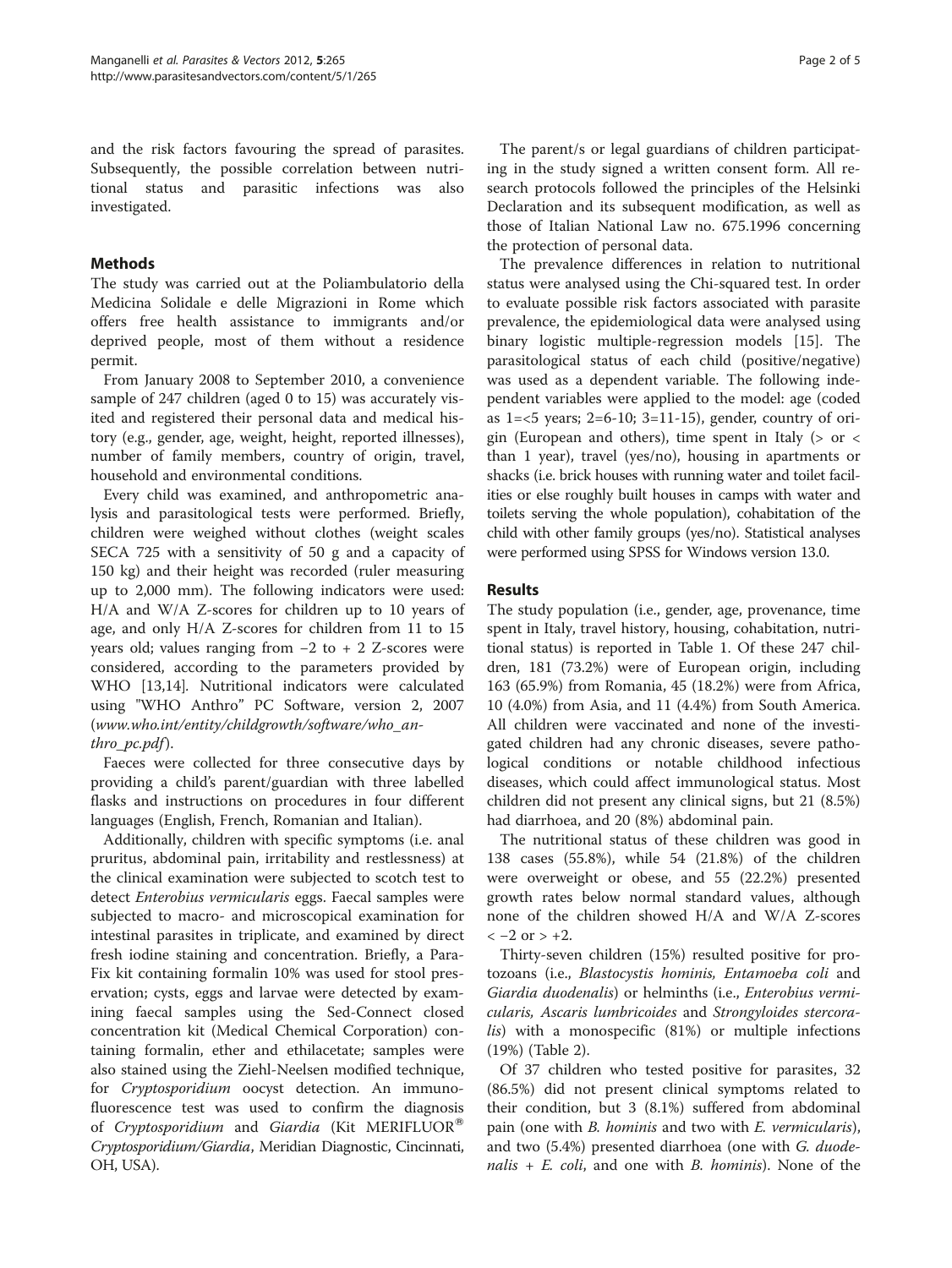and the risk factors favouring the spread of parasites. Subsequently, the possible correlation between nutritional status and parasitic infections was also investigated.

## Methods

The study was carried out at the Poliambulatorio della Medicina Solidale e delle Migrazioni in Rome which offers free health assistance to immigrants and/or deprived people, most of them without a residence permit.

From January 2008 to September 2010, a convenience sample of 247 children (aged 0 to 15) was accurately visited and registered their personal data and medical history (e.g., gender, age, weight, height, reported illnesses), number of family members, country of origin, travel, household and environmental conditions.

Every child was examined, and anthropometric analysis and parasitological tests were performed. Briefly, children were weighed without clothes (weight scales SECA 725 with a sensitivity of 50 g and a capacity of 150 kg) and their height was recorded (ruler measuring up to 2,000 mm). The following indicators were used: H/A and W/A Z-scores for children up to 10 years of age, and only H/A Z-scores for children from 11 to 15 years old; values ranging from −2 to + 2 Z-scores were considered, according to the parameters provided by WHO [13,14]. Nutritional indicators were calculated using "WHO Anthro" PC Software, version 2, 2007 (*www.who.int/entity/childgrowth/software/who_anthro_pc.pdf*).

Faeces were collected for three consecutive days by providing a child's parent/guardian with three labelled flasks and instructions on procedures in four different languages (English, French, Romanian and Italian).

Additionally, children with specific symptoms (i.e. anal pruritus, abdominal pain, irritability and restlessness) at the clinical examination were subjected to scotch test to detect *Enterobius vermicularis* eggs. Faecal samples were subjected to macro- and microscopical examination for intestinal parasites in triplicate, and examined by direct fresh iodine staining and concentration. Briefly, a Para-Fix kit containing formalin 10% was used for stool preservation; cysts, eggs and larvae were detected by examining faecal samples using the Sed-Connect closed concentration kit (Medical Chemical Corporation) containing formalin, ether and ethilacetate; samples were also stained using the Ziehl-Neelsen modified technique, for *Cryptosporidium* oocyst detection. An immunofluorescence test was used to confirm the diagnosis of *Cryptosporidium* and *Giardia* (Kit MERIFLUOR® *Cryptosporidium/Giardia*, Meridian Diagnostic, Cincinnati, OH, USA).

The parent/s or legal guardians of children participating in the study signed a written consent form. All research protocols followed the principles of the Helsinki Declaration and its subsequent modification, as well as those of Italian National Law no. 675.1996 concerning the protection of personal data.

The prevalence differences in relation to nutritional status were analysed using the Chi-squared test. In order to evaluate possible risk factors associated with parasite prevalence, the epidemiological data were analysed using binary logistic multiple-regression models [15]. The parasitological status of each child (positive/negative) was used as a dependent variable. The following independent variables were applied to the model: age (coded as 1=<5 years; 2=6-10; 3=11-15), gender, country of origin (European and others), time spent in Italy (> or < than 1 year), travel (yes/no), housing in apartments or shacks (i.e. brick houses with running water and toilet facilities or else roughly built houses in camps with water and toilets serving the whole population), cohabitation of the child with other family groups (yes/no). Statistical analyses were performed using SPSS for Windows version 13.0.

## Results

The study population (i.e., gender, age, provenance, time spent in Italy, travel history, housing, cohabitation, nutritional status) is reported in Table 1. Of these 247 children, 181 (73.2%) were of European origin, including 163 (65.9%) from Romania, 45 (18.2%) were from Africa, 10 (4.0%) from Asia, and 11 (4.4%) from South America. All children were vaccinated and none of the investigated children had any chronic diseases, severe pathological conditions or notable childhood infectious diseases, which could affect immunological status. Most children did not present any clinical signs, but 21 (8.5%) had diarrhoea, and 20 (8%) abdominal pain.

The nutritional status of these children was good in 138 cases (55.8%), while 54 (21.8%) of the children were overweight or obese, and 55 (22.2%) presented growth rates below normal standard values, although none of the children showed H/A and W/A Z-scores $< -2$ or $> +2$.

Thirty-seven children (15%) resulted positive for protozoans (i.e., *Blastocystis hominis*, *Entamoeba coli* and *Giardia duodenalis*) or helminths (i.e., *Enterobius vermicularis*, *Ascaris lumbricoides* and *Strongyloides stercoralis*) with a monospecific (81%) or multiple infections (19%) (Table 2).

Of 37 children who tested positive for parasites, 32 (86.5%) did not present clinical symptoms related to their condition, but 3 (8.1%) suffered from abdominal pain (one with *B. hominis* and two with *E. vermicularis*), and two (5.4%) presented diarrhoea (one with *G. duodenalis* + *E. coli*, and one with *B. hominis*). None of the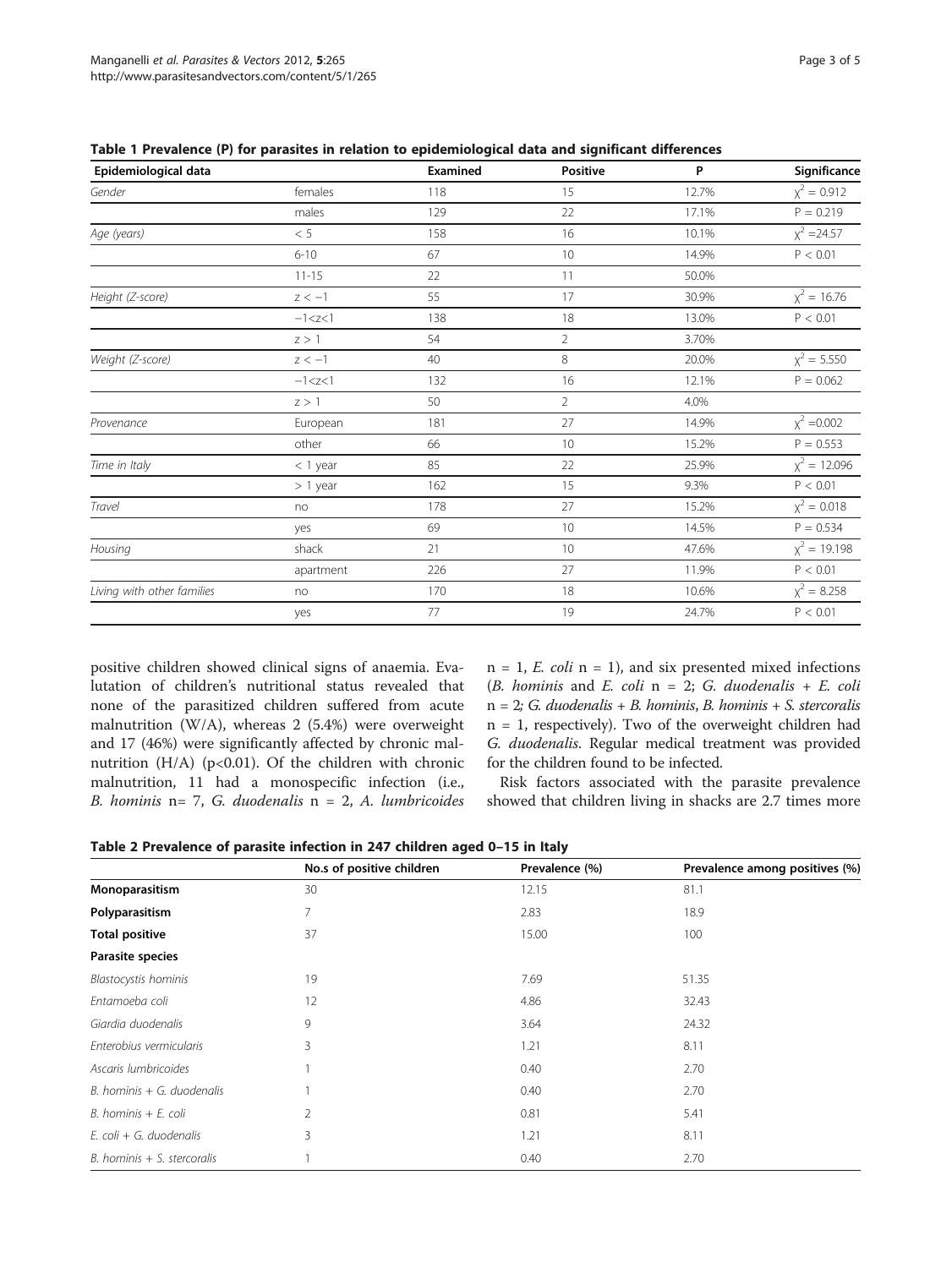**Table 1 Prevalence (P) for parasites in relation to epidemiological data and significant differences**

| Epidemiological data | | Examined | Positive | P | Significance |
|---|---|---|---|---|---|
| *Gender* | females | 118 | 15 | 12.7% | $\chi^2 = 0.912$ |
| | males | 129 | 22 | 17.1% | $P = 0.219$ |
| *Age (years)* | < 5 | 158 | 16 | 10.1% | $\chi^2 = 24.57$ |
| | 6-10 | 67 | 10 | 14.9% | $P < 0.01$ |
| | 11-15 | 22 | 11 | 50.0% | |
| *Height (Z-score)* | $z < -1$ | 55 | 17 | 30.9% | $\chi^2 = 16.76$ |
| | $-1<z<1$ | 138 | 18 | 13.0% | $P < 0.01$ |
| | $z > 1$ | 54 | 2 | 3.70% | |
| *Weight (Z-score)* | $z < -1$ | 40 | 8 | 20.0% | $\chi^2 = 5.550$ |
| | $-1<z<1$ | 132 | 16 | 12.1% | $P = 0.062$ |
| | $z > 1$ | 50 | 2 | 4.0% | |
| *Provenance* | European | 181 | 27 | 14.9% | $\chi^2 = 0.002$ |
| | other | 66 | 10 | 15.2% | $P = 0.553$ |
| *Time in Italy* | < 1 year | 85 | 22 | 25.9% | $\chi^2 = 12.096$ |
| | > 1 year | 162 | 15 | 9.3% | $P < 0.01$ |
| *Travel* | no | 178 | 27 | 15.2% | $\chi^2 = 0.018$ |
| | yes | 69 | 10 | 14.5% | $P = 0.534$ |
| *Housing* | shack | 21 | 10 | 47.6% | $\chi^2 = 19.198$ |
| | apartment | 226 | 27 | 11.9% | $P < 0.01$ |
| *Living with other families* | no | 170 | 18 | 10.6% | $\chi^2 = 8.258$ |
| | yes | 77 | 19 | 24.7% | $P < 0.01$ |

positive children showed clinical signs of anaemia. Evalutation of children's nutritional status revealed that none of the parasitized children suffered from acute malnutrition (W/A), whereas 2 (5.4%) were overweight and 17 (46%) were significantly affected by chronic malnutrition (H/A) ($p<0.01$). Of the children with chronic malnutrition, 11 had a monospecific infection (i.e., *B. hominis* n= 7, *G. duodenalis* n = 2, *A. lumbricoides* n = 1, *E. coli* n = 1), and six presented mixed infections (*B. hominis* and *E. coli* n = 2; *G. duodenalis* + *E. coli* n = 2; *G. duodenalis* + *B. hominis*, *B. hominis* + *S. stercoralis* n = 1, respectively). Two of the overweight children had *G. duodenalis*. Regular medical treatment was provided for the children found to be infected.

Risk factors associated with the parasite prevalence showed that children living in shacks are 2.7 times more

**Table 2 Prevalence of parasite infection in 247 children aged 0–15 in Italy**

| | No.s of positive children | Prevalence (%) | Prevalence among positives (%) |
|---|---|---|---|
| **Monoparasitism** | 30 | 12.15 | 81.1 |
| **Polyparasitism** | 7 | 2.83 | 18.9 |
| **Total positive** | 37 | 15.00 | 100 |
| **Parasite species** | | | |
| *Blastocystis hominis* | 19 | 7.69 | 51.35 |
| *Entamoeba coli* | 12 | 4.86 | 32.43 |
| *Giardia duodenalis* | 9 | 3.64 | 24.32 |
| *Enterobius vermicularis* | 3 | 1.21 | 8.11 |
| *Ascaris lumbricoides* | 1 | 0.40 | 2.70 |
| *B. hominis* + *G. duodenalis* | 1 | 0.40 | 2.70 |
| *B. hominis* + *E. coli* | 2 | 0.81 | 5.41 |
| *E. coli* + *G. duodenalis* | 3 | 1.21 | 8.11 |
| *B. hominis* + *S. stercoralis* | 1 | 0.40 | 2.70 |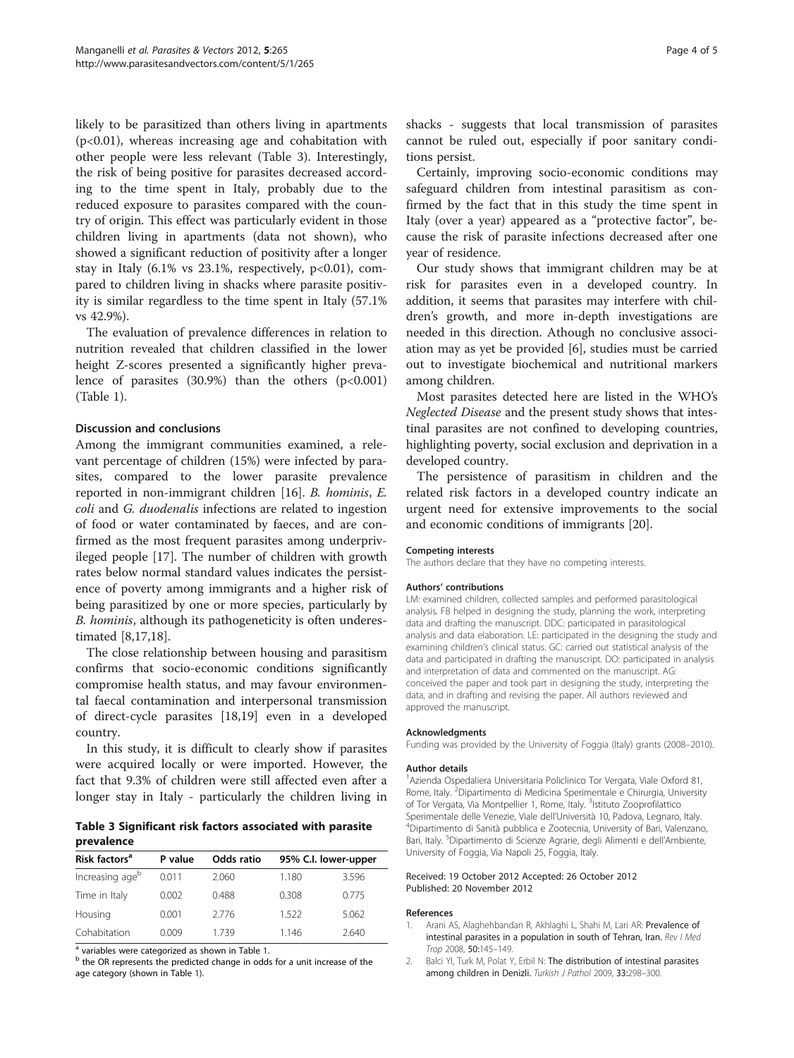likely to be parasitized than others living in apartments ($p<0.01$), whereas increasing age and cohabitation with other people were less relevant (Table 3). Interestingly, the risk of being positive for parasites decreased according to the time spent in Italy, probably due to the reduced exposure to parasites compared with the country of origin. This effect was particularly evident in those children living in apartments (data not shown), who showed a significant reduction of positivity after a longer stay in Italy (6.1% vs 23.1%, respectively, $p<0.01$), compared to children living in shacks where parasite positivity is similar regardless to the time spent in Italy (57.1% vs 42.9%).

The evaluation of prevalence differences in relation to nutrition revealed that children classified in the lower height Z-scores presented a significantly higher prevalence of parasites (30.9%) than the others ($p<0.001$) (Table 1).

## Discussion and conclusions

Among the immigrant communities examined, a relevant percentage of children (15%) were infected by parasites, compared to the lower parasite prevalence reported in non-immigrant children [16]. *B. hominis*, *E. coli* and *G. duodenalis* infections are related to ingestion of food or water contaminated by faeces, and are confirmed as the most frequent parasites among underprivileged people [17]. The number of children with growth rates below normal standard values indicates the persistence of poverty among immigrants and a higher risk of being parasitized by one or more species, particularly by *B. hominis*, although its pathogeneticity is often underestimated [8,17,18].

The close relationship between housing and parasitism confirms that socio-economic conditions significantly compromise health status, and may favour environmental faecal contamination and interpersonal transmission of direct-cycle parasites [18,19] even in a developed country.

In this study, it is difficult to clearly show if parasites were acquired locally or were imported. However, the fact that 9.3% of children were still affected even after a longer stay in Italy - particularly the children living in shacks - suggests that local transmission of parasites cannot be ruled out, especially if poor sanitary conditions persist.

Certainly, improving socio-economic conditions may safeguard children from intestinal parasitism as confirmed by the fact that in this study the time spent in Italy (over a year) appeared as a "protective factor", because the risk of parasite infections decreased after one year of residence.

Our study shows that immigrant children may be at risk for parasites even in a developed country. In addition, it seems that parasites may interfere with children's growth, and more in-depth investigations are needed in this direction. Athough no conclusive association may as yet be provided [6], studies must be carried out to investigate biochemical and nutritional markers among children.

Most parasites detected here are listed in the WHO's *Neglected Disease* and the present study shows that intestinal parasites are not confined to developing countries, highlighting poverty, social exclusion and deprivation in a developed country.

The persistence of parasitism in children and the related risk factors in a developed country indicate an urgent need for extensive improvements to the social and economic conditions of immigrants [20].

**Table 3 Significant risk factors associated with parasite prevalence**

| Risk factors[a] | P value | Odds ratio | 95% C.I. lower-upper | |
|---|---|---|---|---|
| Increasing age[b] | 0.011 | 2.060 | 1.180 | 3.596 |
| Time in Italy | 0.002 | 0.488 | 0.308 | 0.775 |
| Housing | 0.001 | 2.776 | 1.522 | 5.062 |
| Cohabitation | 0.009 | 1.739 | 1.146 | 2.640 |

[a] variables were categorized as shown in Table 1.
[b] the OR represents the predicted change in odds for a unit increase of the age category (shown in Table 1).

#### Competing interests
The authors declare that they have no competing interests.

#### Authors' contributions
LM: examined children, collected samples and performed parasitological analysis. FB helped in designing the study, planning the work, interpreting data and drafting the manuscript. DDC: participated in parasitological analysis and data elaboration. LE: participated in the designing the study and examining children's clinical status. GC: carried out statistical analysis of the data and participated in drafting the manuscript. DO: participated in analysis and interpretation of data and commented on the manuscript. AG: conceived the paper and took part in designing the study, interpreting the data, and in drafting and revising the paper. All authors reviewed and approved the manuscript.

#### Acknowledgments
Funding was provided by the University of Foggia (Italy) grants (2008–2010).

#### Author details
[1]Azienda Ospedaliera Universitaria Policlinico Tor Vergata, Viale Oxford 81, Rome, Italy. [2]Dipartimento di Medicina Sperimentale e Chirurgia, University of Tor Vergata, Via Montpellier 1, Rome, Italy. [3]Istituto Zooprofilattico Sperimentale delle Venezie, Viale dell'Università 10, Padova, Legnaro, Italy. [4]Dipartimento di Sanità pubblica e Zootecnia, University of Bari, Valenzano, Bari, Italy. [5]Dipartimento di Scienze Agrarie, degli Alimenti e dell'Ambiente, University of Foggia, Via Napoli 25, Foggia, Italy.

Received: 19 October 2012 Accepted: 26 October 2012
Published: 20 November 2012

#### References
1. Arani AS, Alaghehbandan R, Akhlaghi L, Shahi M, Lari AR: **Prevalence of intestinal parasites in a population in south of Tehran, Iran.** *Rev I Med Trop* 2008, **50:**145–149.
2. Balci YI, Turk M, Polat Y, Erbil N: **The distribution of intestinal parasites among children in Denizli.** *Turkish J Pathol* 2009, **33:**298–300.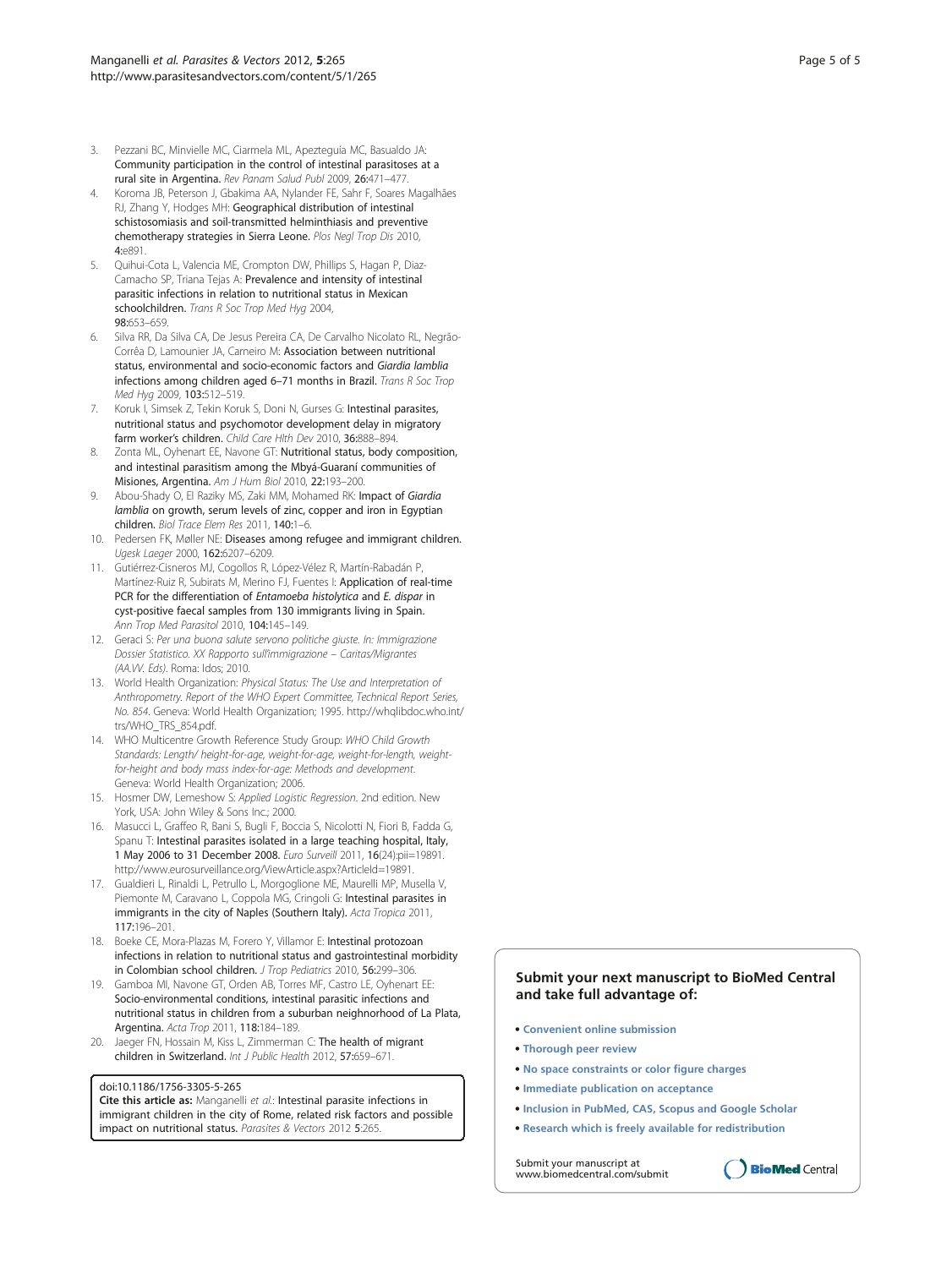3. Pezzani BC, Minvielle MC, Ciarmela ML, Apezteguía MC, Basualdo JA: **Community participation in the control of intestinal parasitoses at a rural site in Argentina.** *Rev Panam Salud Publ* 2009, **26:**471–477.
4. Koroma JB, Peterson J, Gbakima AA, Nylander FE, Sahr F, Soares Magalhães RJ, Zhang Y, Hodges MH: **Geographical distribution of intestinal schistosomiasis and soil-transmitted helminthiasis and preventive chemotherapy strategies in Sierra Leone.** *Plos Negl Trop Dis* 2010, **4:**e891.
5. Quihui-Cota L, Valencia ME, Crompton DW, Phillips S, Hagan P, Diaz-Camacho SP, Triana Tejas A: **Prevalence and intensity of intestinal parasitic infections in relation to nutritional status in Mexican schoolchildren.** *Trans R Soc Trop Med Hyg* 2004, **98:**653–659.
6. Silva RR, Da Silva CA, De Jesus Pereira CA, De Carvalho Nicolato RL, Negrão-Corrêa D, Lamounier JA, Carneiro M: **Association between nutritional status, environmental and socio-economic factors and *Giardia lamblia* infections among children aged 6–71 months in Brazil.** *Trans R Soc Trop Med Hyg* 2009, **103:**512–519.
7. Koruk I, Simsek Z, Tekin Koruk S, Doni N, Gurses G: **Intestinal parasites, nutritional status and psychomotor development delay in migratory farm worker's children.** *Child Care Hlth Dev* 2010, **36:**888–894.
8. Zonta ML, Oyhenart EE, Navone GT: **Nutritional status, body composition, and intestinal parasitism among the Mbyá-Guaraní communities of Misiones, Argentina.** *Am J Hum Biol* 2010, **22:**193–200.
9. Abou-Shady O, El Raziky MS, Zaki MM, Mohamed RK: **Impact of *Giardia lamblia* on growth, serum levels of zinc, copper and iron in Egyptian children.** *Biol Trace Elem Res* 2011, **140:**1–6.
10. Pedersen FK, Møller NE: **Diseases among refugee and immigrant children.** *Ugesk Laeger* 2000, **162:**6207–6209.
11. Gutiérrez-Cisneros MJ, Cogollos R, López-Vélez R, Martín-Rabadán P, Martínez-Ruiz R, Subirats M, Merino FJ, Fuentes I: **Application of real-time PCR for the differentiation of *Entamoeba histolytica* and *E. dispar* in cyst-positive faecal samples from 130 immigrants living in Spain.** *Ann Trop Med Parasitol* 2010, **104:**145–149.
12. Geraci S: *Per una buona salute servono politiche giuste. In: Immigrazione Dossier Statistico. XX Rapporto sull'immigrazione – Caritas/Migrantes (AA.VV. Eds)*. Roma: Idos; 2010.
13. World Health Organization: *Physical Status: The Use and Interpretation of Anthropometry. Report of the WHO Expert Committee, Technical Report Series, No. 854*. Geneva: World Health Organization; 1995. http://whqlibdoc.who.int/trs/WHO_TRS_854.pdf.
14. WHO Multicentre Growth Reference Study Group: *WHO Child Growth Standards: Length/ height-for-age, weight-for-age, weight-for-length, weight-for-height and body mass index-for-age: Methods and development*. Geneva: World Health Organization; 2006.
15. Hosmer DW, Lemeshow S: *Applied Logistic Regression*. 2nd edition. New York, USA: John Wiley & Sons Inc.; 2000.
16. Masucci L, Graffeo R, Bani S, Bugli F, Boccia S, Nicolotti N, Fiori B, Fadda G, Spanu T: **Intestinal parasites isolated in a large teaching hospital, Italy, 1 May 2006 to 31 December 2008.** *Euro Surveill* 2011, **16**(24):pii=19891. http://www.eurosurveillance.org/ViewArticle.aspx?ArticleId=19891.
17. Gualdieri L, Rinaldi L, Petrullo L, Morgoglione ME, Maurelli MP, Musella V, Piemonte M, Caravano L, Coppola MG, Cringoli G: **Intestinal parasites in immigrants in the city of Naples (Southern Italy).** *Acta Tropica* 2011, **117:**196–201.
18. Boeke CE, Mora-Plazas M, Forero Y, Villamor E: **Intestinal protozoan infections in relation to nutritional status and gastrointestinal morbidity in Colombian school children.** *J Trop Pediatrics* 2010, **56:**299–306.
19. Gamboa MI, Navone GT, Orden AB, Torres MF, Castro LE, Oyhenart EE: **Socio-environmental conditions, intestinal parasitic infections and nutritional status in children from a suburban neighnorhood of La Plata, Argentina.** *Acta Trop* 2011, **118:**184–189.
20. Jaeger FN, Hossain M, Kiss L, Zimmerman C: **The health of migrant children in Switzerland.** *Int J Public Health* 2012, **57:**659–671.

doi:10.1186/1756-3305-5-265
**Cite this article as:** Manganelli *et al.*: Intestinal parasite infections in immigrant children in the city of Rome, related risk factors and possible impact on nutritional status. *Parasites & Vectors* 2012 **5**:265.

**Submit your next manuscript to BioMed Central and take full advantage of:**

- **Convenient online submission**
- **Thorough peer review**
- **No space constraints or color figure charges**
- **Immediate publication on acceptance**
- **Inclusion in PubMed, CAS, Scopus and Google Scholar**
- **Research which is freely available for redistribution**

Submit your manuscript at www.biomedcentral.com/submit

BioMed Central